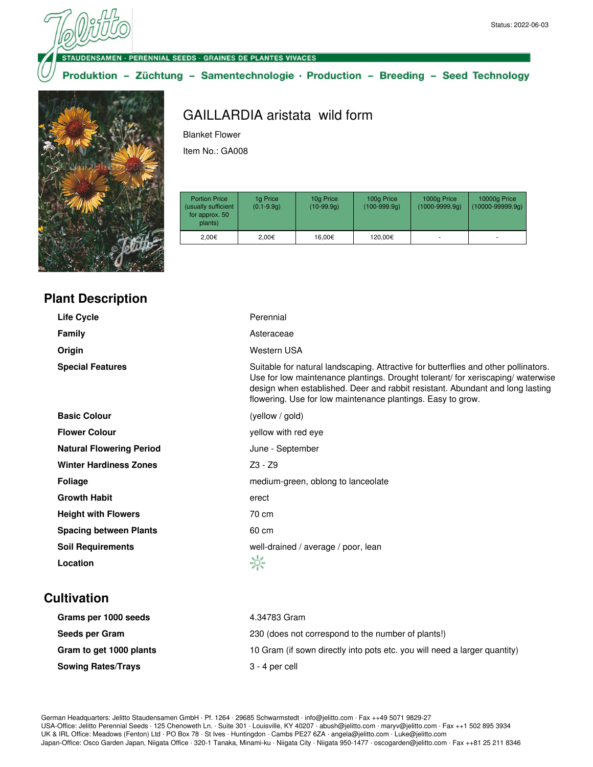Status: 2022-06-03

STAUDENSAMEN · PERENNIAL SEEDS · GRAINES DE PLANTES VIVACES

Produktion – Züchtung – Samentechnologie · Production – Breeding – Seed Technology

# GAILLARDIA aristata wild form

Blanket Flower

Item No.: GA008

| Portion Price (usually sufficient for approx. 50 plants) | 1g Price (0.1-9.9g) | 10g Price (10-99.9g) | 100g Price (100-999.9g) | 1000g Price (1000-9999.9g) | 10000g Price (10000-99999.9g) |
|---|---|---|---|---|---|
| 2,00€ | 2,00€ | 16,00€ | 120,00€ | - | - |

## Plant Description

| | |
|---|---|
| **Life Cycle** | Perennial |
| **Family** | Asteraceae |
| **Origin** | Western USA |
| **Special Features** | Suitable for natural landscaping. Attractive for butterflies and other pollinators. Use for low maintenance plantings. Drought tolerant/ for xeriscaping/ waterwise design when established. Deer and rabbit resistant. Abundant and long lasting flowering. Use for low maintenance plantings. Easy to grow. |
| **Basic Colour** | (yellow / gold) |
| **Flower Colour** | yellow with red eye |
| **Natural Flowering Period** | June - September |
| **Winter Hardiness Zones** | Z3 - Z9 |
| **Foliage** | medium-green, oblong to lanceolate |
| **Growth Habit** | erect |
| **Height with Flowers** | 70 cm |
| **Spacing between Plants** | 60 cm |
| **Soil Requirements** | well-drained / average / poor, lean |
| **Location** | ☼ |

## Cultivation

| | |
|---|---|
| **Grams per 1000 seeds** | 4.34783 Gram |
| **Seeds per Gram** | 230 (does not correspond to the number of plants!) |
| **Gram to get 1000 plants** | 10 Gram (if sown directly into pots etc. you will need a larger quantity) |
| **Sowing Rates/Trays** | 3 - 4 per cell |

German Headquarters: Jelitto Staudensamen GmbH · Pf. 1264 · 29685 Schwarmstedt · info@jelitto.com · Fax ++49 5071 9829-27
USA-Office: Jelitto Perennial Seeds · 125 Chenoweth Ln. · Suite 301 · Louisville, KY 40207 · abush@jelitto.com · maryv@jelitto.com · Fax ++1 502 895 3934
UK & IRL Office: Meadows (Fenton) Ltd · PO Box 78 · St Ives · Huntingdon · Cambs PE27 6ZA · angela@jelitto.com · Luke@jelitto.com
Japan-Office: Osco Garden Japan, Niigata Office · 320-1 Tanaka, Minami-ku · Niigata City · Niigata 950-1477 · oscogarden@jelitto.com · Fax ++81 25 211 8346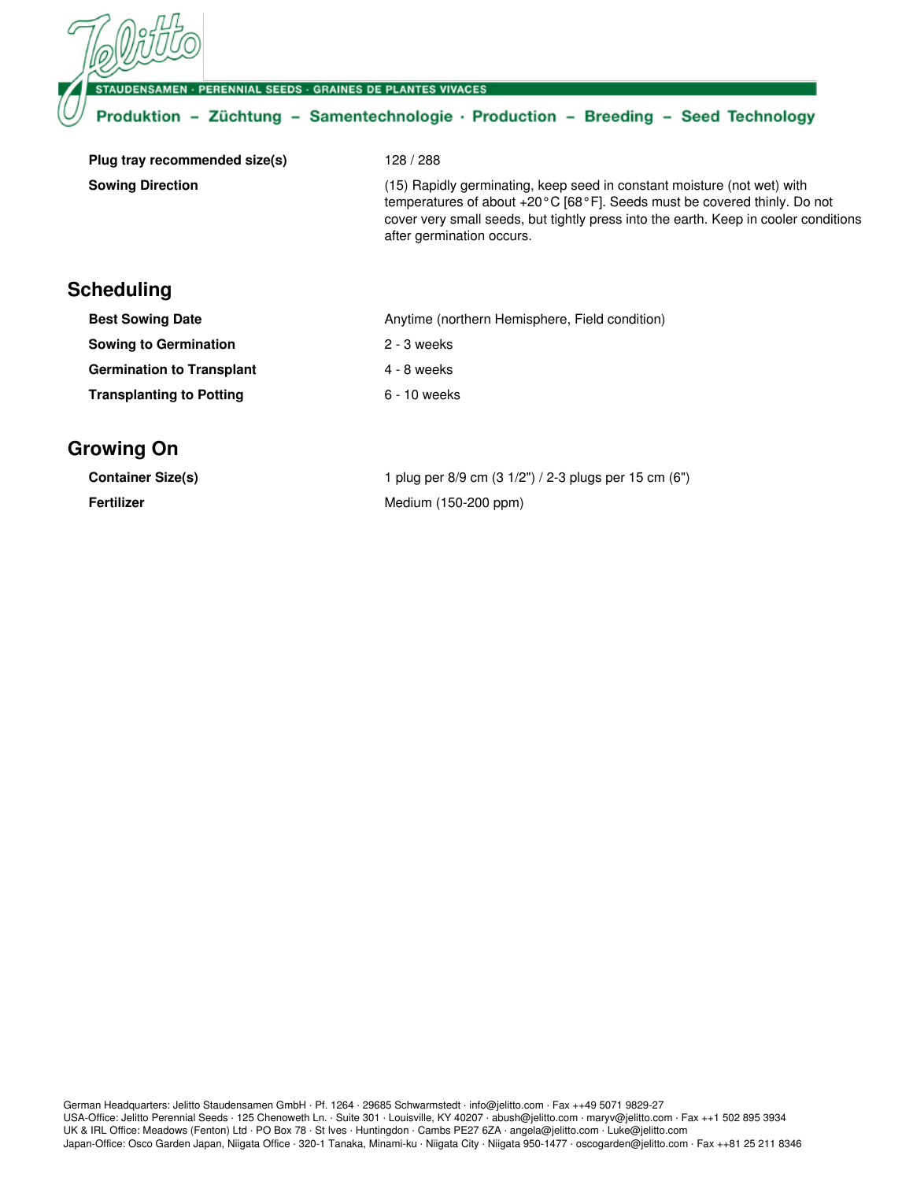| | |
|---|---|
| **Plug tray recommended size(s)** | 128 / 288 |
| **Sowing Direction** | (15) Rapidly germinating, keep seed in constant moisture (not wet) with temperatures of about +20°C [68°F]. Seeds must be covered thinly. Do not cover very small seeds, but tightly press into the earth. Keep in cooler conditions after germination occurs. |

## Scheduling

| | |
|---|---|
| **Best Sowing Date** | Anytime (northern Hemisphere, Field condition) |
| **Sowing to Germination** | 2 - 3 weeks |
| **Germination to Transplant** | 4 - 8 weeks |
| **Transplanting to Potting** | 6 - 10 weeks |

## Growing On

| | |
|---|---|
| **Container Size(s)** | 1 plug per 8/9 cm (3 1/2") / 2-3 plugs per 15 cm (6") |
| **Fertilizer** | Medium (150-200 ppm) |